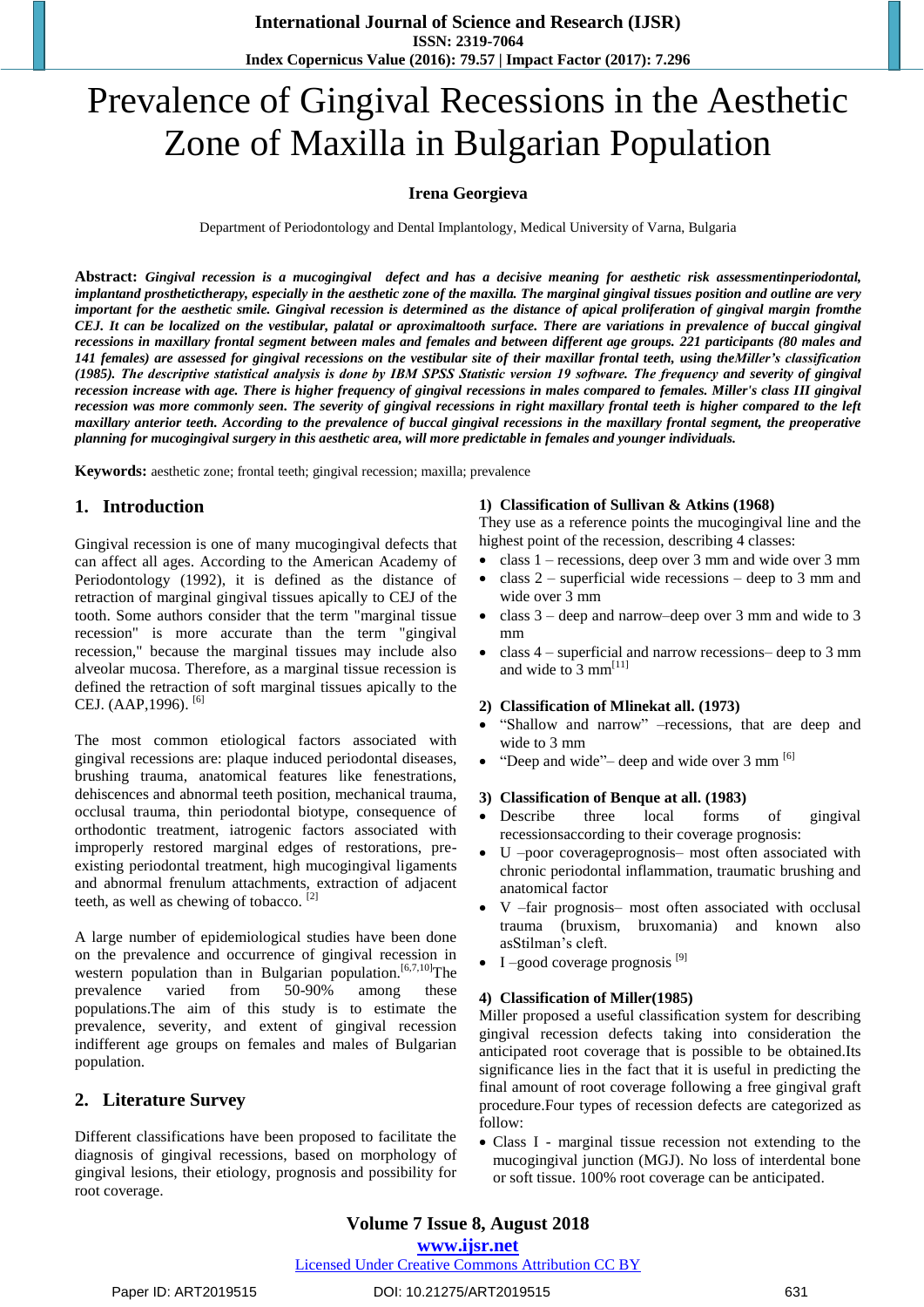# Prevalence of Gingival Recessions in the Aesthetic Zone of Maxilla in Bulgarian Population

**Irena Georgieva**

Department of Periodontology and Dental Implantology, Medical University of Varna, Bulgaria

**Abstract:** ***Gingival recession is a mucogingival defect and has a decisive meaning for aesthetic risk assessmentinperiodontal, implantand prosthetictherapy, especially in the aesthetic zone of the maxilla. The marginal gingival tissues position and outline are very important for the aesthetic smile. Gingival recession is determined as the distance of apical proliferation of gingival margin fromthe CEJ. It can be localized on the vestibular, palatal or aproximaltooth surface. There are variations in prevalence of buccal gingival recessions in maxillary frontal segment between males and females and between different age groups. 221 participants (80 males and 141 females) are assessed for gingival recessions on the vestibular site of their maxillar frontal teeth, using theMiller's classification (1985). The descriptive statistical analysis is done by IBM SPSS Statistic version 19 software. The frequency and severity of gingival recession increase with age. There is higher frequency of gingival recessions in males compared to females. Miller's class III gingival recession was more commonly seen. The severity of gingival recessions in right maxillary frontal teeth is higher compared to the left maxillary anterior teeth. According to the prevalence of buccal gingival recessions in the maxillary frontal segment, the preoperative planning for mucogingival surgery in this aesthetic area, will more predictable in females and younger individuals.***

**Keywords:** aesthetic zone; frontal teeth; gingival recession; maxilla; prevalence

## 1. Introduction

Gingival recession is one of many mucogingival defects that can affect all ages. According to the American Academy of Periodontology (1992), it is defined as the distance of retraction of marginal gingival tissues apically to CEJ of the tooth. Some authors consider that the term "marginal tissue recession" is more accurate than the term "gingival recession," because the marginal tissues may include also alveolar mucosa. Therefore, as a marginal tissue recession is defined the retraction of soft marginal tissues apically to the CEJ. (AAP,1996). [6]

The most common etiological factors associated with gingival recessions are: plaque induced periodontal diseases, brushing trauma, anatomical features like fenestrations, dehiscences and abnormal teeth position, mechanical trauma, occlusal trauma, thin periodontal biotype, consequence of orthodontic treatment, iatrogenic factors associated with improperly restored marginal edges of restorations, pre-existing periodontal treatment, high mucogingival ligaments and abnormal frenulum attachments, extraction of adjacent teeth, as well as chewing of tobacco. [2]

A large number of epidemiological studies have been done on the prevalence and occurrence of gingival recession in western population than in Bulgarian population.[6,7,10]The prevalence varied from 50-90% among these populations.The aim of this study is to estimate the prevalence, severity, and extent of gingival recession indifferent age groups on females and males of Bulgarian population.

## 2. Literature Survey

Different classifications have been proposed to facilitate the diagnosis of gingival recessions, based on morphology of gingival lesions, their etiology, prognosis and possibility for root coverage.

### 1) Classification of Sullivan & Atkins (1968)

They use as a reference points the mucogingival line and the highest point of the recession, describing 4 classes:

- class 1 – recessions, deep over 3 mm and wide over 3 mm
- class 2 – superficial wide recessions – deep to 3 mm and wide over 3 mm
- class 3 – deep and narrow–deep over 3 mm and wide to 3 mm
- class 4 – superficial and narrow recessions– deep to 3 mm and wide to 3 mm[11]

### 2) Classification of Mlinekat all. (1973)

- "Shallow and narrow" –recessions, that are deep and wide to 3 mm
- "Deep and wide"– deep and wide over 3 mm [6]

### 3) Classification of Benque at all. (1983)

- Describe three local forms of gingival recessionsaccording to their coverage prognosis:
- U –poor coverageprognosis– most often associated with chronic periodontal inflammation, traumatic brushing and anatomical factor
- V –fair prognosis– most often associated with occlusal trauma (bruxism, bruxomania) and known also asStilman's cleft.
- I –good coverage prognosis [9]

### 4) Classification of Miller(1985)

Miller proposed a useful classification system for describing gingival recession defects taking into consideration the anticipated root coverage that is possible to be obtained.Its significance lies in the fact that it is useful in predicting the final amount of root coverage following a free gingival graft procedure.Four types of recession defects are categorized as follow:

- Class I - marginal tissue recession not extending to the mucogingival junction (MGJ). No loss of interdental bone or soft tissue. 100% root coverage can be anticipated.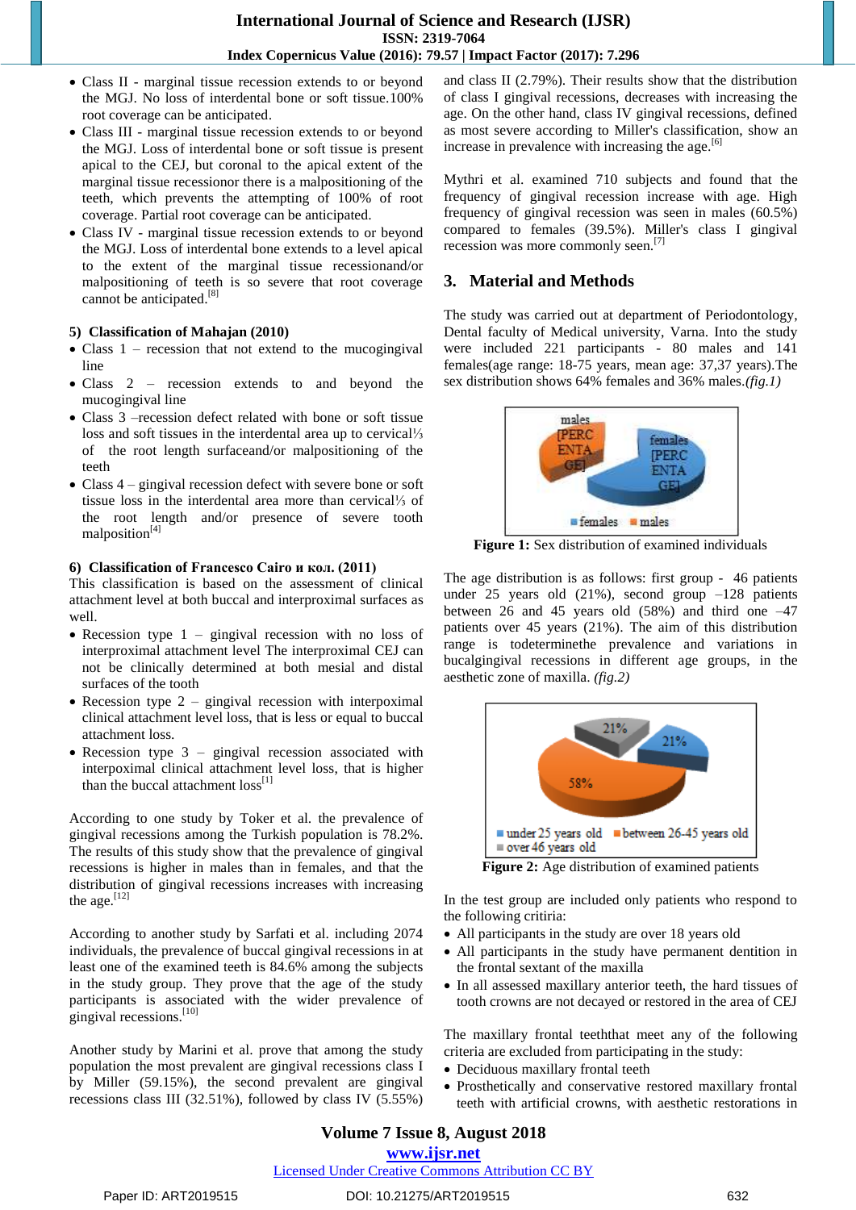- Class II - marginal tissue recession extends to or beyond the MGJ. No loss of interdental bone or soft tissue.100% root coverage can be anticipated.
- Class III - marginal tissue recession extends to or beyond the MGJ. Loss of interdental bone or soft tissue is present apical to the CEJ, but coronal to the apical extent of the marginal tissue recessionor there is a malpositioning of the teeth, which prevents the attempting of 100% of root coverage. Partial root coverage can be anticipated.
- Class IV - marginal tissue recession extends to or beyond the MGJ. Loss of interdental bone extends to a level apical to the extent of the marginal tissue recessionand/or malpositioning of teeth is so severe that root coverage cannot be anticipated.[8]

**5) Classification of Mahajan (2010)**

- Class 1 – recession that not extend to the mucogingival line
- Class 2 – recession extends to and beyond the mucogingival line
- Class 3 –recession defect related with bone or soft tissue loss and soft tissues in the interdental area up to cervical⅓ of the root length surfaceand/or malpositioning of the teeth
- Class 4 – gingival recession defect with severe bone or soft tissue loss in the interdental area more than cervical⅓ of the root length and/or presence of severe tooth malposition[4]

**6) Classification of Francesco Cairo и кол. (2011)**

This classification is based on the assessment of clinical attachment level at both buccal and interproximal surfaces as well.

- Recession type 1 – gingival recession with no loss of interproximal attachment level The interproximal CEJ can not be clinically determined at both mesial and distal surfaces of the tooth
- Recession type 2 – gingival recession with interpoximal clinical attachment level loss, that is less or equal to buccal attachment loss.
- Recession type 3 – gingival recession associated with interpoximal clinical attachment level loss, that is higher than the buccal attachment loss[1]

According to one study by Toker et al. the prevalence of gingival recessions among the Turkish population is 78.2%. The results of this study show that the prevalence of gingival recessions is higher in males than in females, and that the distribution of gingival recessions increases with increasing the age.[12]

According to another study by Sarfati et al. including 2074 individuals, the prevalence of buccal gingival recessions in at least one of the examined teeth is 84.6% among the subjects in the study group. They prove that the age of the study participants is associated with the wider prevalence of gingival recessions.[10]

Another study by Marini et al. prove that among the study population the most prevalent are gingival recessions class I by Miller (59.15%), the second prevalent are gingival recessions class III (32.51%), followed by class IV (5.55%) and class II (2.79%). Their results show that the distribution of class I gingival recessions, decreases with increasing the age. On the other hand, class IV gingival recessions, defined as most severe according to Miller's classification, show an increase in prevalence with increasing the age.[6]

Mythri et al. examined 710 subjects and found that the frequency of gingival recession increase with age. High frequency of gingival recession was seen in males (60.5%) compared to females (39.5%). Miller's class I gingival recession was more commonly seen.[7]

## 3. Material and Methods

The study was carried out at department of Periodontology, Dental faculty of Medical university, Varna. Into the study were included 221 participants - 80 males and 141 females(age range: 18-75 years, mean age: 37,37 years).The sex distribution shows 64% females and 36% males.*(fig.1)*

**Figure 1:** Sex distribution of examined individuals

The age distribution is as follows: first group - 46 patients under 25 years old (21%), second group –128 patients between 26 and 45 years old (58%) and third one –47 patients over 45 years (21%). The aim of this distribution range is todeterminethe prevalence and variations in bucalgingival recessions in different age groups, in the aesthetic zone of maxilla. *(fig.2)*

**Figure 2:** Age distribution of examined patients

In the test group are included only patients who respond to the following critiria:

- All participants in the study are over 18 years old
- All participants in the study have permanent dentition in the frontal sextant of the maxilla
- In all assessed maxillary anterior teeth, the hard tissues of tooth crowns are not decayed or restored in the area of CEJ

The maxillary frontal teeththat meet any of the following criteria are excluded from participating in the study:

- Deciduous maxillary frontal teeth
- Prosthetically and conservative restored maxillary frontal teeth with artificial crowns, with aesthetic restorations in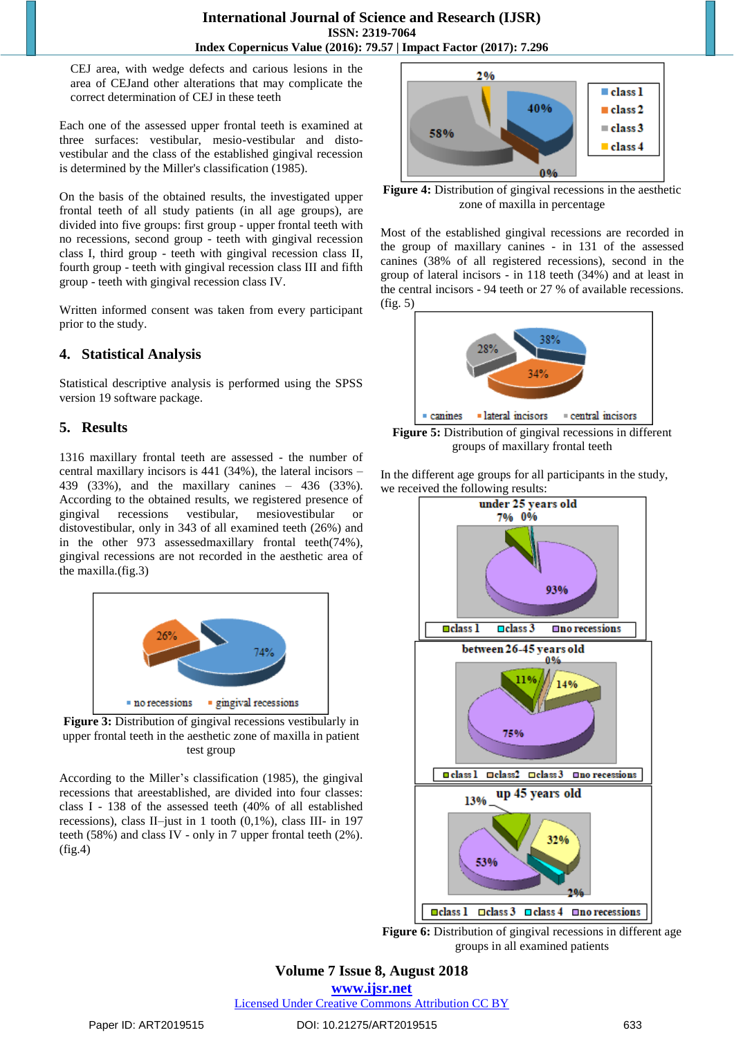CEJ area, with wedge defects and carious lesions in the area of CEJand other alterations that may complicate the correct determination of CEJ in these teeth

Each one of the assessed upper frontal teeth is examined at three surfaces: vestibular, mesio-vestibular and disto-vestibular and the class of the established gingival recession is determined by the Miller's classification (1985).

On the basis of the obtained results, the investigated upper frontal teeth of all study patients (in all age groups), are divided into five groups: first group - upper frontal teeth with no recessions, second group - teeth with gingival recession class I, third group - teeth with gingival recession class II, fourth group - teeth with gingival recession class III and fifth group - teeth with gingival recession class IV.

Written informed consent was taken from every participant prior to the study.

## 4. Statistical Analysis

Statistical descriptive analysis is performed using the SPSS version 19 software package.

## 5. Results

1316 maxillary frontal teeth are assessed - the number of central maxillary incisors is 441 (34%), the lateral incisors – 439 (33%), and the maxillary canines – 436 (33%). According to the obtained results, we registered presence of gingival recessions vestibular, mesiovestibular or distovestibular, only in 343 of all examined teeth (26%) and in the other 973 assessedmaxillary frontal teeth(74%), gingival recessions are not recorded in the aesthetic area of the maxilla.(fig.3)

**Figure 3:** Distribution of gingival recessions vestibularly in upper frontal teeth in the aesthetic zone of maxilla in patient test group

According to the Miller's classification (1985), the gingival recessions that areestablished, are divided into four classes: class I - 138 of the assessed teeth (40% of all established recessions), class II–just in 1 tooth (0,1%), class III- in 197 teeth (58%) and class IV - only in 7 upper frontal teeth (2%). (fig.4)

**Figure 4:** Distribution of gingival recessions in the aesthetic zone of maxilla in percentage

Most of the established gingival recessions are recorded in the group of maxillary canines - in 131 of the assessed canines (38% of all registered recessions), second in the group of lateral incisors - in 118 teeth (34%) and at least in the central incisors - 94 teeth or 27 % of available recessions. (fig. 5)

**Figure 5:** Distribution of gingival recessions in different groups of maxillary frontal teeth

In the different age groups for all participants in the study, we received the following results:

**Figure 6:** Distribution of gingival recessions in different age groups in all examined patients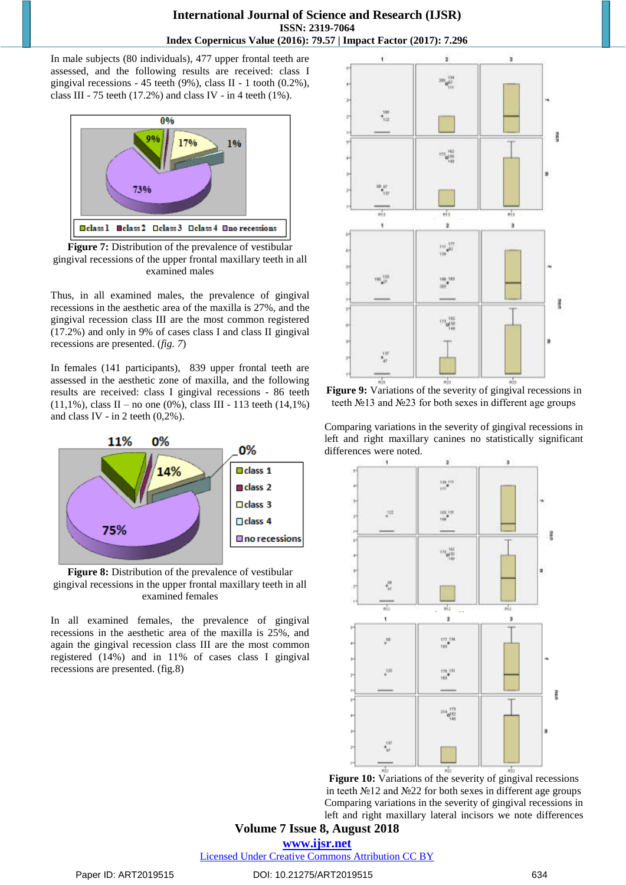In male subjects (80 individuals), 477 upper frontal teeth are assessed, and the following results are received: class I gingival recessions - 45 teeth (9%), class II - 1 tooth (0.2%), class III - 75 teeth (17.2%) and class IV - in 4 teeth (1%).

**Figure 7:** Distribution of the prevalence of vestibular gingival recessions of the upper frontal maxillary teeth in all examined males

Thus, in all examined males, the prevalence of gingival recessions in the aesthetic area of the maxilla is 27%, and the gingival recession class III are the most common registered (17.2%) and only in 9% of cases class I and class II gingival recessions are presented. (*fig. 7*)

In females (141 participants), 839 upper frontal teeth are assessed in the aesthetic zone of maxilla, and the following results are received: class I gingival recessions - 86 teeth (11,1%), class II – no one (0%), class III - 113 teeth (14,1%) and class IV - in 2 teeth (0,2%).

**Figure 8:** Distribution of the prevalence of vestibular gingival recessions in the upper frontal maxillary teeth in all examined females

In all examined females, the prevalence of gingival recessions in the aesthetic area of the maxilla is 25%, and again the gingival recession class III are the most common registered (14%) and in 11% of cases class I gingival recessions are presented. (fig.8)

**Figure 9:** Variations of the severity of gingival recessions in teeth №13 and №23 for both sexes in different age groups

Comparing variations in the severity of gingival recessions in left and right maxillary canines no statistically significant differences were noted.

**Figure 10:** Variations of the severity of gingival recessions in teeth №12 and №22 for both sexes in different age groups

Comparing variations in the severity of gingival recessions in left and right maxillary lateral incisors we note differences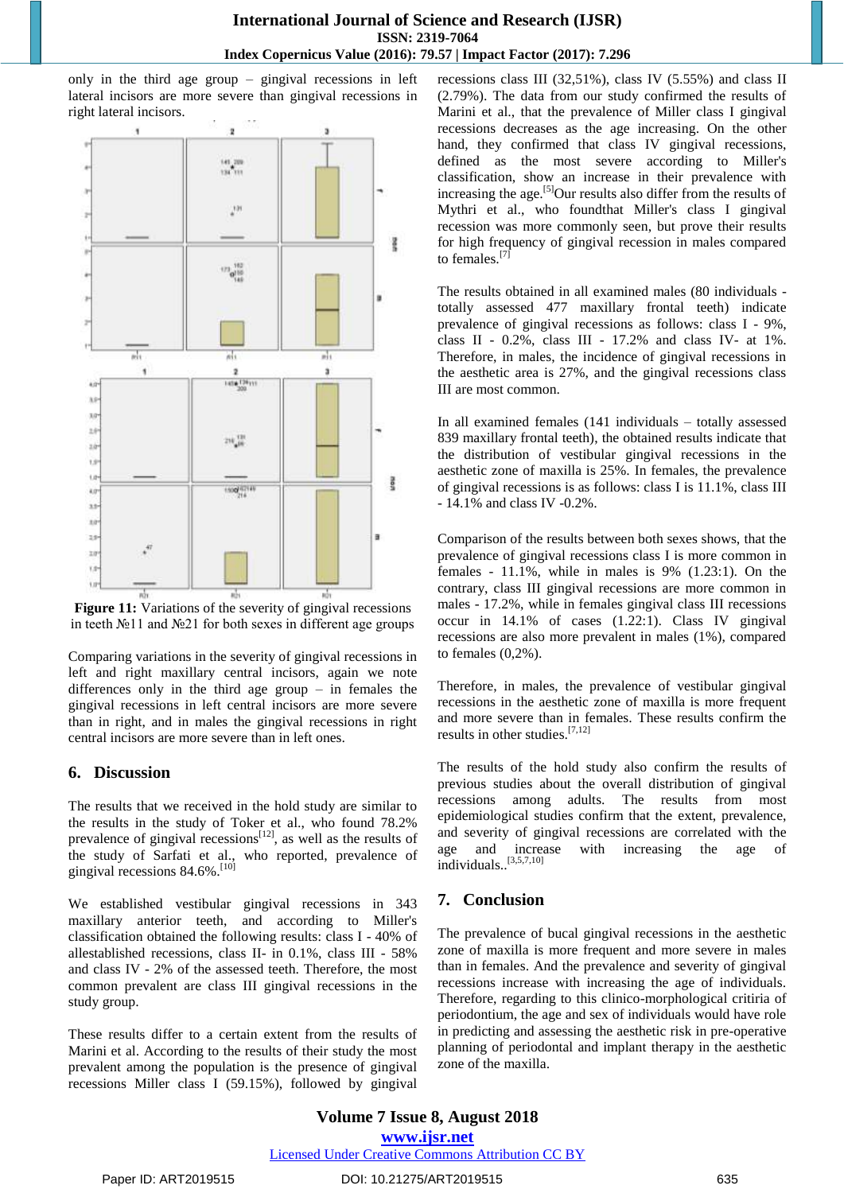only in the third age group – gingival recessions in left lateral incisors are more severe than gingival recessions in right lateral incisors.

**Figure 11:** Variations of the severity of gingival recessions in teeth №11 and №21 for both sexes in different age groups

Comparing variations in the severity of gingival recessions in left and right maxillary central incisors, again we note differences only in the third age group – in females the gingival recessions in left central incisors are more severe than in right, and in males the gingival recessions in right central incisors are more severe than in left ones.

## 6. Discussion

The results that we received in the hold study are similar to the results in the study of Toker et al., who found 78.2% prevalence of gingival recessions[12], as well as the results of the study of Sarfati et al., who reported, prevalence of gingival recessions 84.6%.[10]

We established vestibular gingival recessions in 343 maxillary anterior teeth, and according to Miller's classification obtained the following results: class I - 40% of allestablished recessions, class II- in 0.1%, class III - 58% and class IV - 2% of the assessed teeth. Therefore, the most common prevalent are class III gingival recessions in the study group.

These results differ to a certain extent from the results of Marini et al. According to the results of their study the most prevalent among the population is the presence of gingival recessions Miller class I (59.15%), followed by gingival recessions class III (32,51%), class IV (5.55%) and class II (2.79%). The data from our study confirmed the results of Marini et al., that the prevalence of Miller class I gingival recessions decreases as the age increasing. On the other hand, they confirmed that class IV gingival recessions, defined as the most severe according to Miller's classification, show an increase in their prevalence with increasing the age.[5]Our results also differ from the results of Mythri et al., who foundthat Miller's class I gingival recession was more commonly seen, but prove their results for high frequency of gingival recession in males compared to females.[7]

The results obtained in all examined males (80 individuals - totally assessed 477 maxillary frontal teeth) indicate prevalence of gingival recessions as follows: class I - 9%, class II - 0.2%, class III - 17.2% and class IV- at 1%. Therefore, in males, the incidence of gingival recessions in the aesthetic area is 27%, and the gingival recessions class III are most common.

In all examined females (141 individuals – totally assessed 839 maxillary frontal teeth), the obtained results indicate that the distribution of vestibular gingival recessions in the aesthetic zone of maxilla is 25%. In females, the prevalence of gingival recessions is as follows: class I is 11.1%, class III - 14.1% and class IV -0.2%.

Comparison of the results between both sexes shows, that the prevalence of gingival recessions class I is more common in females - 11.1%, while in males is 9% (1.23:1). On the contrary, class III gingival recessions are more common in males - 17.2%, while in females gingival class III recessions occur in 14.1% of cases (1.22:1). Class IV gingival recessions are also more prevalent in males (1%), compared to females (0,2%).

Therefore, in males, the prevalence of vestibular gingival recessions in the aesthetic zone of maxilla is more frequent and more severe than in females. These results confirm the results in other studies.[7,12]

The results of the hold study also confirm the results of previous studies about the overall distribution of gingival recessions among adults. The results from most epidemiological studies confirm that the extent, prevalence, and severity of gingival recessions are correlated with the age and increase with increasing the age of individuals..[3,5,7,10]

## 7. Conclusion

The prevalence of bucal gingival recessions in the aesthetic zone of maxilla is more frequent and more severe in males than in females. And the prevalence and severity of gingival recessions increase with increasing the age of individuals. Therefore, regarding to this clinico-morphological critiria of periodontium, the age and sex of individuals would have role in predicting and assessing the aesthetic risk in pre-operative planning of periodontal and implant therapy in the aesthetic zone of the maxilla.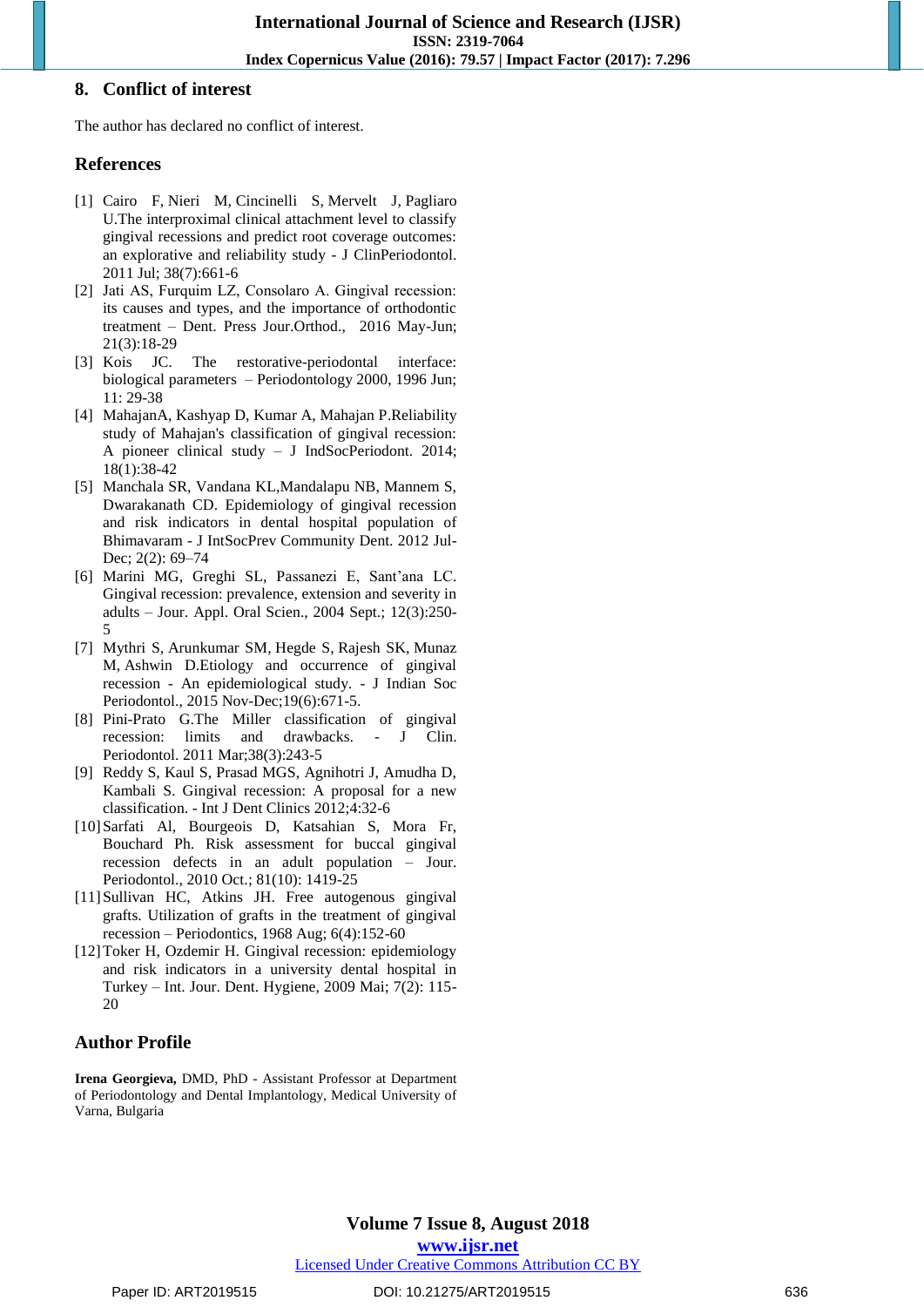## 8. Conflict of interest

The author has declared no conflict of interest.

## References

[1] Cairo F, Nieri M, Cincinelli S, Mervelt J, Pagliaro U.The interproximal clinical attachment level to classify gingival recessions and predict root coverage outcomes: an explorative and reliability study - J ClinPeriodontol. 2011 Jul; 38(7):661-6

[2] Jati AS, Furquim LZ, Consolaro A. Gingival recession: its causes and types, and the importance of orthodontic treatment – Dent. Press Jour.Orthod., 2016 May-Jun; 21(3):18-29

[3] Kois JC. The restorative-periodontal interface: biological parameters – Periodontology 2000, 1996 Jun; 11: 29-38

[4] MahajanA, Kashyap D, Kumar A, Mahajan P.Reliability study of Mahajan's classification of gingival recession: A pioneer clinical study – J IndSocPeriodont. 2014; 18(1):38-42

[5] Manchala SR, Vandana KL,Mandalapu NB, Mannem S, Dwarakanath CD. Epidemiology of gingival recession and risk indicators in dental hospital population of Bhimavaram - J IntSocPrev Community Dent. 2012 Jul-Dec; 2(2): 69–74

[6] Marini MG, Greghi SL, Passanezi E, Sant'ana LC. Gingival recession: prevalence, extension and severity in adults – Jour. Appl. Oral Scien., 2004 Sept.; 12(3):250-5

[7] Mythri S, Arunkumar SM, Hegde S, Rajesh SK, Munaz M, Ashwin D.Etiology and occurrence of gingival recession - An epidemiological study. - J Indian Soc Periodontol., 2015 Nov-Dec;19(6):671-5.

[8] Pini-Prato G.The Miller classification of gingival recession: limits and drawbacks. - J Clin. Periodontol. 2011 Mar;38(3):243-5

[9] Reddy S, Kaul S, Prasad MGS, Agnihotri J, Amudha D, Kambali S. Gingival recession: A proposal for a new classification. - Int J Dent Clinics 2012;4:32-6

[10] Sarfati Al, Bourgeois D, Katsahian S, Mora Fr, Bouchard Ph. Risk assessment for buccal gingival recession defects in an adult population – Jour. Periodontol., 2010 Oct.; 81(10): 1419-25

[11] Sullivan HC, Atkins JH. Free autogenous gingival grafts. Utilization of grafts in the treatment of gingival recession – Periodontics, 1968 Aug; 6(4):152-60

[12] Toker H, Ozdemir H. Gingival recession: epidemiology and risk indicators in a university dental hospital in Turkey – Int. Jour. Dent. Hygiene, 2009 Mai; 7(2): 115-20

## Author Profile

**Irena Georgieva,** DMD, PhD - Assistant Professor at Department of Periodontology and Dental Implantology, Medical University of Varna, Bulgaria